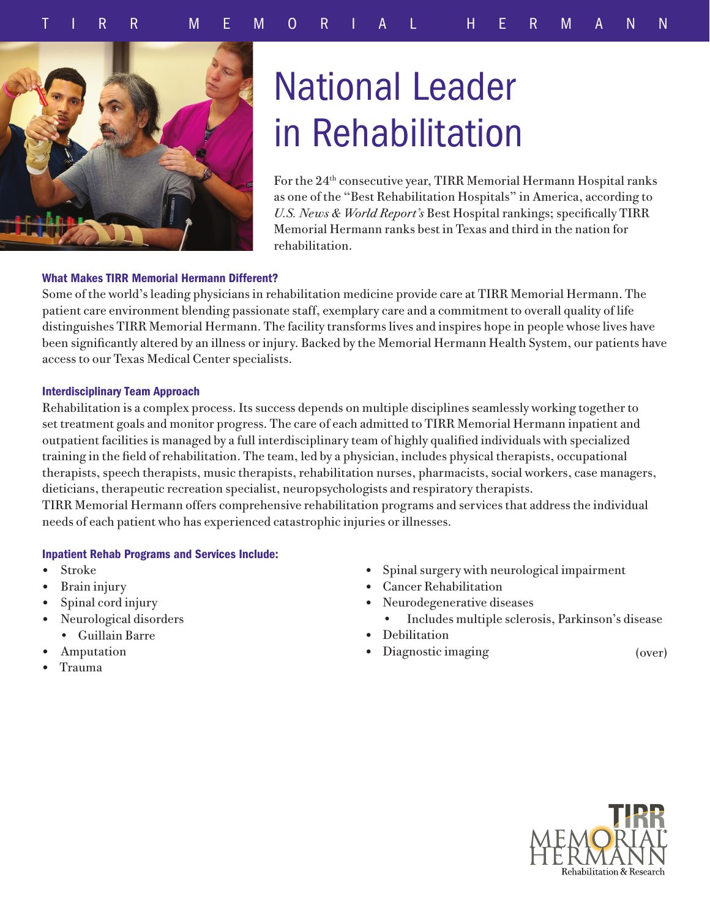# National Leader in Rehabilitation

For the 24th consecutive year, TIRR Memorial Hermann Hospital ranks as one of the "Best Rehabilitation Hospitals" in America, according to *U.S. News & World Report's* Best Hospital rankings; specifically TIRR Memorial Hermann ranks best in Texas and third in the nation for rehabilitation.

### What Makes TIRR Memorial Hermann Different?

Some of the world's leading physicians in rehabilitation medicine provide care at TIRR Memorial Hermann. The patient care environment blending passionate staff, exemplary care and a commitment to overall quality of life distinguishes TIRR Memorial Hermann. The facility transforms lives and inspires hope in people whose lives have been significantly altered by an illness or injury. Backed by the Memorial Hermann Health System, our patients have access to our Texas Medical Center specialists.

### Interdisciplinary Team Approach

Rehabilitation is a complex process. Its success depends on multiple disciplines seamlessly working together to set treatment goals and monitor progress. The care of each admitted to TIRR Memorial Hermann inpatient and outpatient facilities is managed by a full interdisciplinary team of highly qualified individuals with specialized training in the field of rehabilitation. The team, led by a physician, includes physical therapists, occupational therapists, speech therapists, music therapists, rehabilitation nurses, pharmacists, social workers, case managers, dieticians, therapeutic recreation specialist, neuropsychologists and respiratory therapists.

TIRR Memorial Hermann offers comprehensive rehabilitation programs and services that address the individual needs of each patient who has experienced catastrophic injuries or illnesses.

### Inpatient Rehab Programs and Services Include:

- Stroke
- Brain injury
- Spinal cord injury
- Neurological disorders
  - Guillain Barre
- Amputation
- Trauma
- Spinal surgery with neurological impairment
- Cancer Rehabilitation
- Neurodegenerative diseases
  - Includes multiple sclerosis, Parkinson's disease
- Debilitation
- Diagnostic imaging

(over)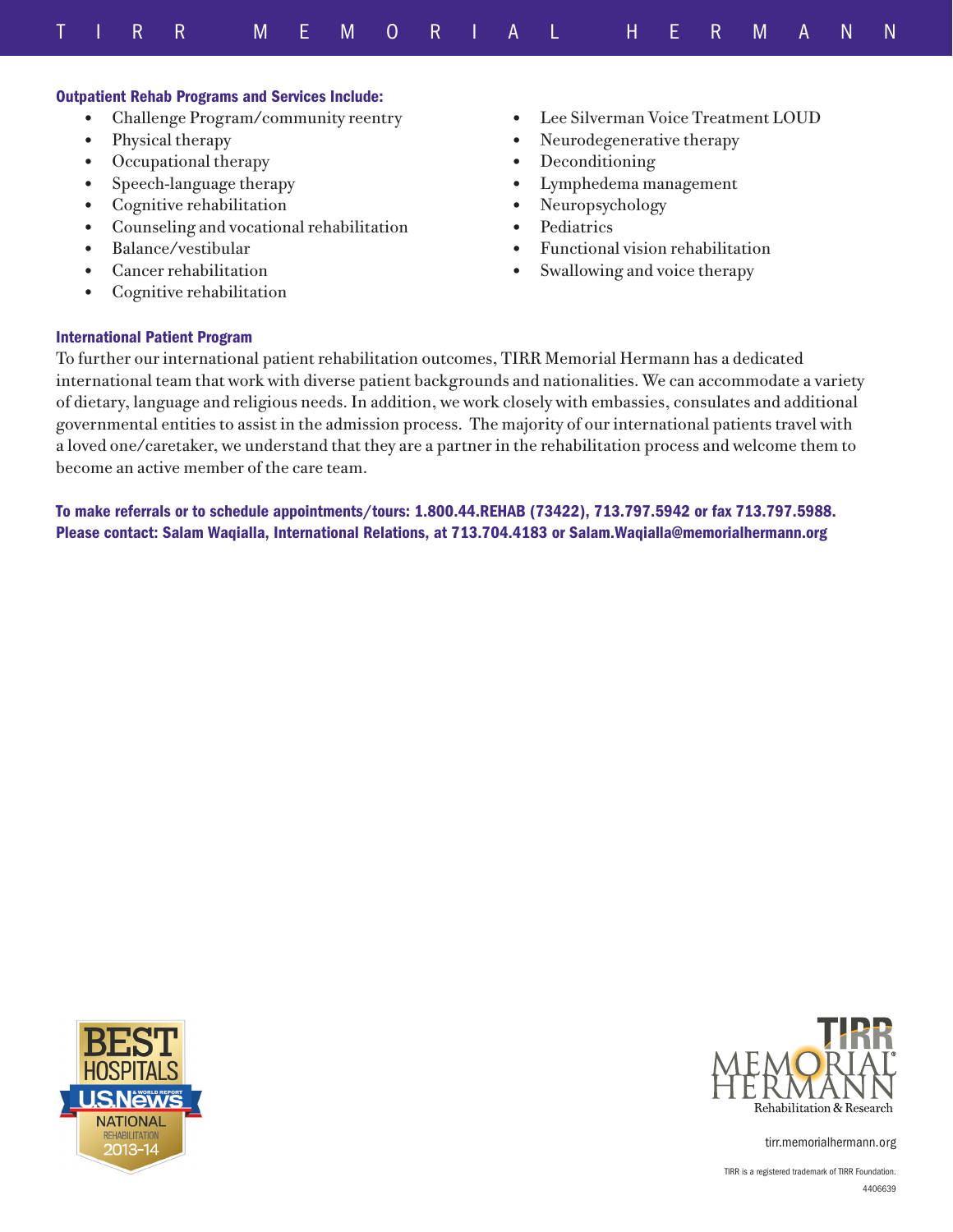### Outpatient Rehab Programs and Services Include:

- Challenge Program/community reentry
- Physical therapy
- Occupational therapy
- Speech-language therapy
- Cognitive rehabilitation
- Counseling and vocational rehabilitation
- Balance/vestibular
- Cancer rehabilitation
- Cognitive rehabilitation
- Lee Silverman Voice Treatment LOUD
- Neurodegenerative therapy
- Deconditioning
- Lymphedema management
- Neuropsychology
- Pediatrics
- Functional vision rehabilitation
- Swallowing and voice therapy

### International Patient Program

To further our international patient rehabilitation outcomes, TIRR Memorial Hermann has a dedicated international team that work with diverse patient backgrounds and nationalities. We can accommodate a variety of dietary, language and religious needs. In addition, we work closely with embassies, consulates and additional governmental entities to assist in the admission process. The majority of our international patients travel with a loved one/caretaker, we understand that they are a partner in the rehabilitation process and welcome them to become an active member of the care team.

**To make referrals or to schedule appointments/tours: 1.800.44.REHAB (73422), 713.797.5942 or fax 713.797.5988. Please contact: Salam Waqialla, International Relations, at 713.704.4183 or Salam.Waqialla@memorialhermann.org**

BEST HOSPITALS U.S.News & WORLD REPORT NATIONAL REHABILITATION 2013-14

TIRR MEMORIAL HERMANN Rehabilitation & Research

tirr.memorialhermann.org

TIRR is a registered trademark of TIRR Foundation.

4406639